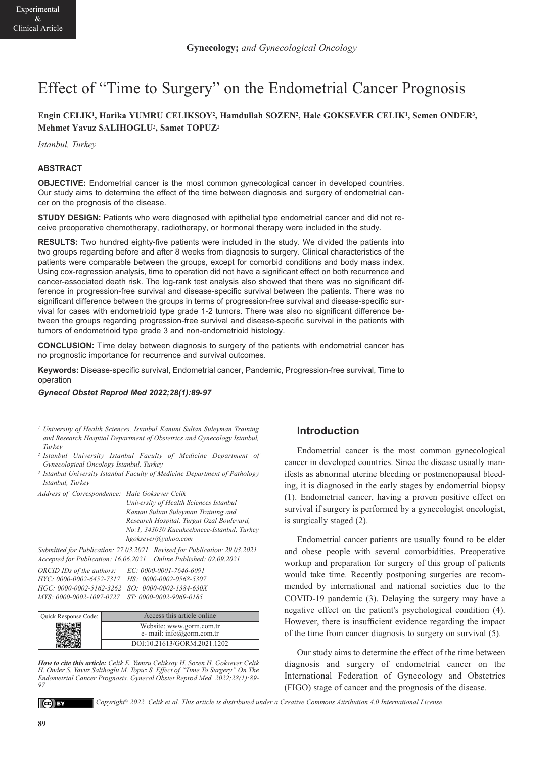Experimental & Clinical Article

**Gynecology;** *and Gynecological Oncology*

# Effect of "Time to Surgery" on the Endometrial Cancer Prognosis

**Engin CELIK[1], Harika YUMRU CELIKSOY[2], Hamdullah SOZEN[2], Hale GOKSEVER CELIK[1], Semen ONDER[3], Mehmet Yavuz SALIHOGLU[2], Samet TOPUZ[2]**

*Istanbul, Turkey*

## ABSTRACT

**OBJECTIVE:** Endometrial cancer is the most common gynecological cancer in developed countries. Our study aims to determine the effect of the time between diagnosis and surgery of endometrial cancer on the prognosis of the disease.

**STUDY DESIGN:** Patients who were diagnosed with epithelial type endometrial cancer and did not receive preoperative chemotherapy, radiotherapy, or hormonal therapy were included in the study.

**RESULTS:** Two hundred eighty-five patients were included in the study. We divided the patients into two groups regarding before and after 8 weeks from diagnosis to surgery. Clinical characteristics of the patients were comparable between the groups, except for comorbid conditions and body mass index. Using cox-regression analysis, time to operation did not have a significant effect on both recurrence and cancer-associated death risk. The log-rank test analysis also showed that there was no significant difference in progression-free survival and disease-specific survival between the patients. There was no significant difference between the groups in terms of progression-free survival and disease-specific survival for cases with endometrioid type grade 1-2 tumors. There was also no significant difference between the groups regarding progression-free survival and disease-specific survival in the patients with tumors of endometrioid type grade 3 and non-endometrioid histology.

**CONCLUSION:** Time delay between diagnosis to surgery of the patients with endometrial cancer has no prognostic importance for recurrence and survival outcomes.

**Keywords:** Disease-specific survival, Endometrial cancer, Pandemic, Progression-free survival, Time to operation

***Gynecol Obstet Reprod Med 2022;28(1):89-97***

[1] *University of Health Sciences, Istanbul Kanuni Sultan Suleyman Training and Research Hospital Department of Obstetrics and Gynecology Istanbul, Turkey*

[2] *Istanbul University Istanbul Faculty of Medicine Department of Gynecological Oncology Istanbul, Turkey*

[3] *Istanbul University Istanbul Faculty of Medicine Department of Pathology Istanbul, Turkey*

*Address of Correspondence: Hale Goksever Celik, University of Health Sciences Istanbul Kanuni Sultan Suleyman Training and Research Hospital, Turgut Ozal Boulevard, No:1, 343030 Kucukcekmece-Istanbul, Turkey, hgoksever@yahoo.com*

*Submitted for Publication: 27.03.2021 Revised for Publication: 29.03.2021*
*Accepted for Publication: 16.06.2021 Online Published: 02.09.2021*

*ORCID IDs of the authors: EC: 0000-0001-7646-6091*
*HYC: 0000-0002-6452-7317 HS: 0000-0002-0568-5307*
*HGC: 0000-0002-5162-3262 SO: 0000-0002-1384-630X*
*MYS: 0000-0002-1097-0727 ST: 0000-0002-9069-0185*

| Quick Response Code: | Access this article online |
|---|---|
| | Website: www.gorm.com.tr e- mail: info@gorm.com.tr |
| | DOI:10.21613/GORM.2021.1202 |

***How to cite this article:*** *Celik E. Yumru Celiksoy H. Sozen H. Goksever Celik H. Onder S. Yavuz Salihoglu M. Topuz S. Effect of "Time To Surgery" On The Endometrial Cancer Prognosis. Gynecol Obstet Reprod Med. 2022;28(1):89-97*

## Introduction

Endometrial cancer is the most common gynecological cancer in developed countries. Since the disease usually manifests as abnormal uterine bleeding or postmenopausal bleeding, it is diagnosed in the early stages by endometrial biopsy (1). Endometrial cancer, having a proven positive effect on survival if surgery is performed by a gynecologist oncologist, is surgically staged (2).

Endometrial cancer patients are usually found to be elder and obese people with several comorbidities. Preoperative workup and preparation for surgery of this group of patients would take time. Recently postponing surgeries are recommended by international and national societies due to the COVID-19 pandemic (3). Delaying the surgery may have a negative effect on the patient's psychological condition (4). However, there is insufficient evidence regarding the impact of the time from cancer diagnosis to surgery on survival (5).

Our study aims to determine the effect of the time between diagnosis and surgery of endometrial cancer on the International Federation of Gynecology and Obstetrics (FIGO) stage of cancer and the prognosis of the disease.

*Copyright© 2022. Celik et al. This article is distributed under a Creative Commons Attribution 4.0 International License.*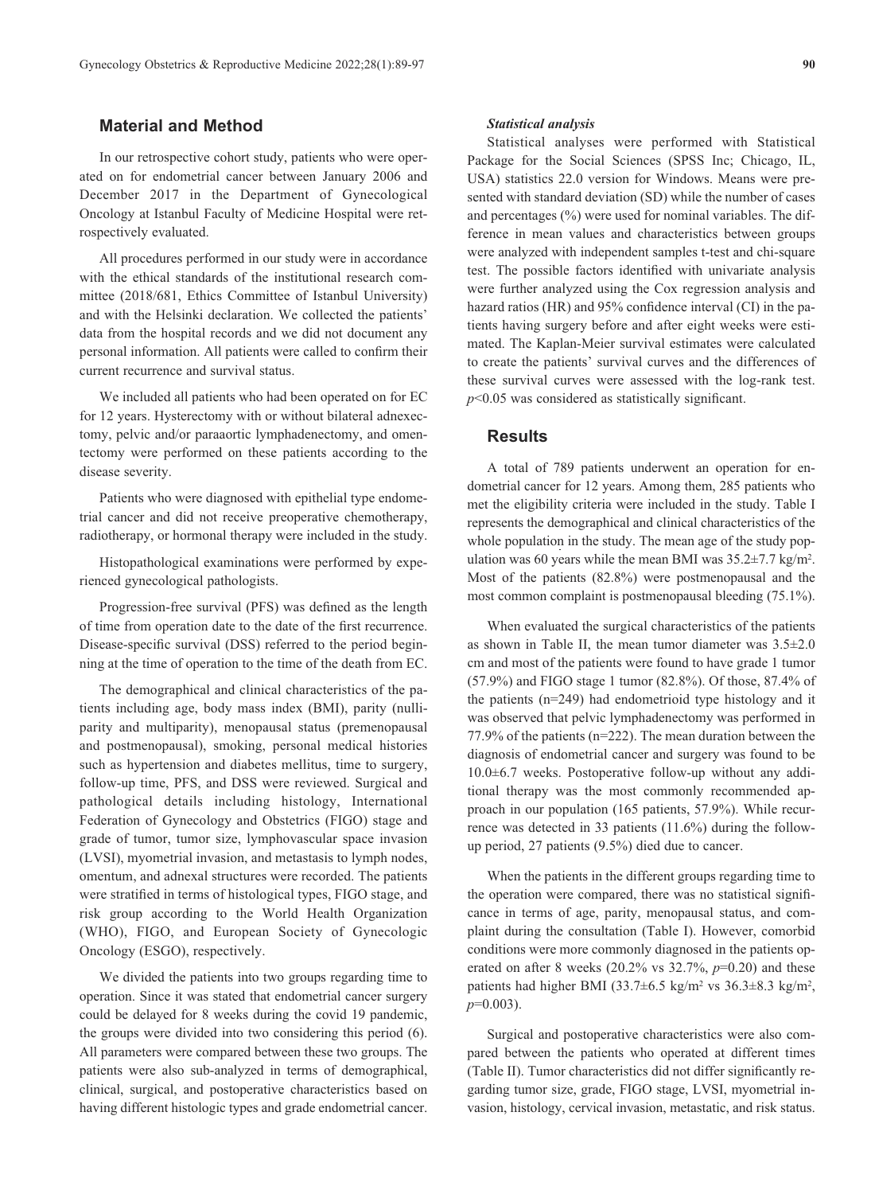## Material and Method

In our retrospective cohort study, patients who were operated on for endometrial cancer between January 2006 and December 2017 in the Department of Gynecological Oncology at Istanbul Faculty of Medicine Hospital were retrospectively evaluated.

All procedures performed in our study were in accordance with the ethical standards of the institutional research committee (2018/681, Ethics Committee of Istanbul University) and with the Helsinki declaration. We collected the patients' data from the hospital records and we did not document any personal information. All patients were called to confirm their current recurrence and survival status.

We included all patients who had been operated on for EC for 12 years. Hysterectomy with or without bilateral adnexectomy, pelvic and/or paraaortic lymphadenectomy, and omentectomy were performed on these patients according to the disease severity.

Patients who were diagnosed with epithelial type endometrial cancer and did not receive preoperative chemotherapy, radiotherapy, or hormonal therapy were included in the study.

Histopathological examinations were performed by experienced gynecological pathologists.

Progression-free survival (PFS) was defined as the length of time from operation date to the date of the first recurrence. Disease-specific survival (DSS) referred to the period beginning at the time of operation to the time of the death from EC.

The demographical and clinical characteristics of the patients including age, body mass index (BMI), parity (nulliparity and multiparity), menopausal status (premenopausal and postmenopausal), smoking, personal medical histories such as hypertension and diabetes mellitus, time to surgery, follow-up time, PFS, and DSS were reviewed. Surgical and pathological details including histology, International Federation of Gynecology and Obstetrics (FIGO) stage and grade of tumor, tumor size, lymphovascular space invasion (LVSI), myometrial invasion, and metastasis to lymph nodes, omentum, and adnexal structures were recorded. The patients were stratified in terms of histological types, FIGO stage, and risk group according to the World Health Organization (WHO), FIGO, and European Society of Gynecologic Oncology (ESGO), respectively.

We divided the patients into two groups regarding time to operation. Since it was stated that endometrial cancer surgery could be delayed for 8 weeks during the covid 19 pandemic, the groups were divided into two considering this period (6). All parameters were compared between these two groups. The patients were also sub-analyzed in terms of demographical, clinical, surgical, and postoperative characteristics based on having different histologic types and grade endometrial cancer.

### *Statistical analysis*

Statistical analyses were performed with Statistical Package for the Social Sciences (SPSS Inc; Chicago, IL, USA) statistics 22.0 version for Windows. Means were presented with standard deviation (SD) while the number of cases and percentages (%) were used for nominal variables. The difference in mean values and characteristics between groups were analyzed with independent samples t-test and chi-square test. The possible factors identified with univariate analysis were further analyzed using the Cox regression analysis and hazard ratios (HR) and 95% confidence interval (CI) in the patients having surgery before and after eight weeks were estimated. The Kaplan-Meier survival estimates were calculated to create the patients' survival curves and the differences of these survival curves were assessed with the log-rank test. $p<0.05$ was considered as statistically significant.

## Results

A total of 789 patients underwent an operation for endometrial cancer for 12 years. Among them, 285 patients who met the eligibility criteria were included in the study. Table I represents the demographical and clinical characteristics of the whole population in the study. The mean age of the study population was 60 years while the mean BMI was 35.2±7.7 kg/m². Most of the patients (82.8%) were postmenopausal and the most common complaint is postmenopausal bleeding (75.1%).

When evaluated the surgical characteristics of the patients as shown in Table II, the mean tumor diameter was 3.5±2.0 cm and most of the patients were found to have grade 1 tumor (57.9%) and FIGO stage 1 tumor (82.8%). Of those, 87.4% of the patients (n=249) had endometrioid type histology and it was observed that pelvic lymphadenectomy was performed in 77.9% of the patients (n=222). The mean duration between the diagnosis of endometrial cancer and surgery was found to be 10.0±6.7 weeks. Postoperative follow-up without any additional therapy was the most commonly recommended approach in our population (165 patients, 57.9%). While recurrence was detected in 33 patients (11.6%) during the follow-up period, 27 patients (9.5%) died due to cancer.

When the patients in the different groups regarding time to the operation were compared, there was no statistical significance in terms of age, parity, menopausal status, and complaint during the consultation (Table I). However, comorbid conditions were more commonly diagnosed in the patients operated on after 8 weeks (20.2% vs 32.7%, $p$=0.20) and these patients had higher BMI (33.7±6.5 kg/m² vs 36.3±8.3 kg/m², $p$=0.003).

Surgical and postoperative characteristics were also compared between the patients who operated at different times (Table II). Tumor characteristics did not differ significantly regarding tumor size, grade, FIGO stage, LVSI, myometrial invasion, histology, cervical invasion, metastatic, and risk status.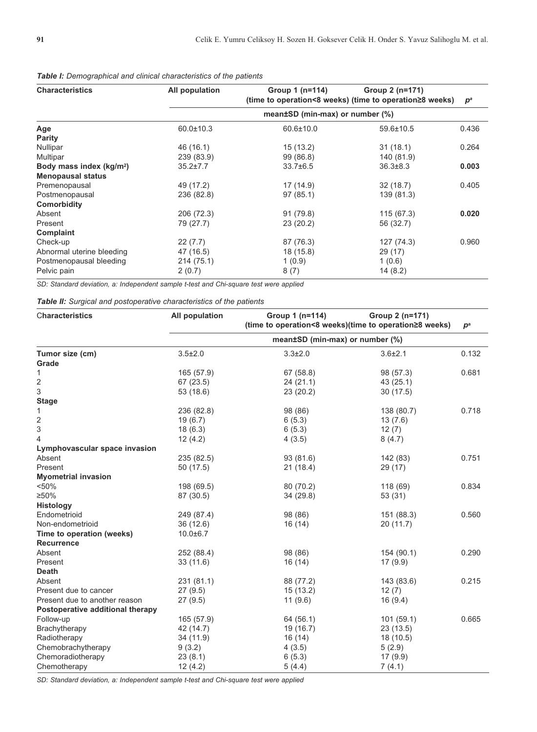***Table I:*** *Demographical and clinical characteristics of the patients*

| Characteristics | All population | Group 1 (n=114) (time to operation<8 weeks) | Group 2 (n=171) (time to operation≥8 weeks) | $p^a$ |
|---|---|---|---|---|
| | mean±SD (min-max) or number (%) | | | |
| **Age** | 60.0±10.3 | 60.6±10.0 | 59.6±10.5 | 0.436 |
| **Parity** | | | | |
| Nullipar | 46 (16.1) | 15 (13.2) | 31 (18.1) | 0.264 |
| Multipar | 239 (83.9) | 99 (86.8) | 140 (81.9) | |
| **Body mass index (kg/m²)** | 35.2±7.7 | 33.7±6.5 | 36.3±8.3 | **0.003** |
| **Menopausal status** | | | | |
| Premenopausal | 49 (17.2) | 17 (14.9) | 32 (18.7) | 0.405 |
| Postmenopausal | 236 (82.8) | 97 (85.1) | 139 (81.3) | |
| **Comorbidity** | | | | |
| Absent | 206 (72.3) | 91 (79.8) | 115 (67.3) | **0.020** |
| Present | 79 (27.7) | 23 (20.2) | 56 (32.7) | |
| **Complaint** | | | | |
| Check-up | 22 (7.7) | 87 (76.3) | 127 (74.3) | 0.960 |
| Abnormal uterine bleeding | 47 (16.5) | 18 (15.8) | 29 (17) | |
| Postmenopausal bleeding | 214 (75.1) | 1 (0.9) | 1 (0.6) | |
| Pelvic pain | 2 (0.7) | 8 (7) | 14 (8.2) | |

*SD: Standard deviation, a: Independent sample t-test and Chi-square test were applied*

***Table II:*** *Surgical and postoperative characteristics of the patients*

| Characteristics | All population | Group 1 (n=114) (time to operation<8 weeks) | Group 2 (n=171) (time to operation≥8 weeks) | $p^a$ |
|---|---|---|---|---|
| | mean±SD (min-max) or number (%) | | | |
| **Tumor size (cm)** | 3.5±2.0 | 3.3±2.0 | 3.6±2.1 | 0.132 |
| **Grade** | | | | |
| 1 | 165 (57.9) | 67 (58.8) | 98 (57.3) | 0.681 |
| 2 | 67 (23.5) | 24 (21.1) | 43 (25.1) | |
| 3 | 53 (18.6) | 23 (20.2) | 30 (17.5) | |
| **Stage** | | | | |
| 1 | 236 (82.8) | 98 (86) | 138 (80.7) | 0.718 |
| 2 | 19 (6.7) | 6 (5.3) | 13 (7.6) | |
| 3 | 18 (6.3) | 6 (5.3) | 12 (7) | |
| 4 | 12 (4.2) | 4 (3.5) | 8 (4.7) | |
| **Lymphovascular space invasion** | | | | |
| Absent | 235 (82.5) | 93 (81.6) | 142 (83) | 0.751 |
| Present | 50 (17.5) | 21 (18.4) | 29 (17) | |
| **Myometrial invasion** | | | | |
| <50% | 198 (69.5) | 80 (70.2) | 118 (69) | 0.834 |
| ≥50% | 87 (30.5) | 34 (29.8) | 53 (31) | |
| **Histology** | | | | |
| Endometrioid | 249 (87.4) | 98 (86) | 151 (88.3) | 0.560 |
| Non-endometrioid | 36 (12.6) | 16 (14) | 20 (11.7) | |
| **Time to operation (weeks)** | 10.0±6.7 | | | |
| **Recurrence** | | | | |
| Absent | 252 (88.4) | 98 (86) | 154 (90.1) | 0.290 |
| Present | 33 (11.6) | 16 (14) | 17 (9.9) | |
| **Death** | | | | |
| Absent | 231 (81.1) | 88 (77.2) | 143 (83.6) | 0.215 |
| Present due to cancer | 27 (9.5) | 15 (13.2) | 12 (7) | |
| Present due to another reason | 27 (9.5) | 11 (9.6) | 16 (9.4) | |
| **Postoperative additional therapy** | | | | |
| Follow-up | 165 (57.9) | 64 (56.1) | 101 (59.1) | 0.665 |
| Brachytherapy | 42 (14.7) | 19 (16.7) | 23 (13.5) | |
| Radiotherapy | 34 (11.9) | 16 (14) | 18 (10.5) | |
| Chemobrachytherapy | 9 (3.2) | 4 (3.5) | 5 (2.9) | |
| Chemoradiotherapy | 23 (8.1) | 6 (5.3) | 17 (9.9) | |
| Chemotherapy | 12 (4.2) | 5 (4.4) | 7 (4.1) | |

*SD: Standard deviation, a: Independent sample t-test and Chi-square test were applied*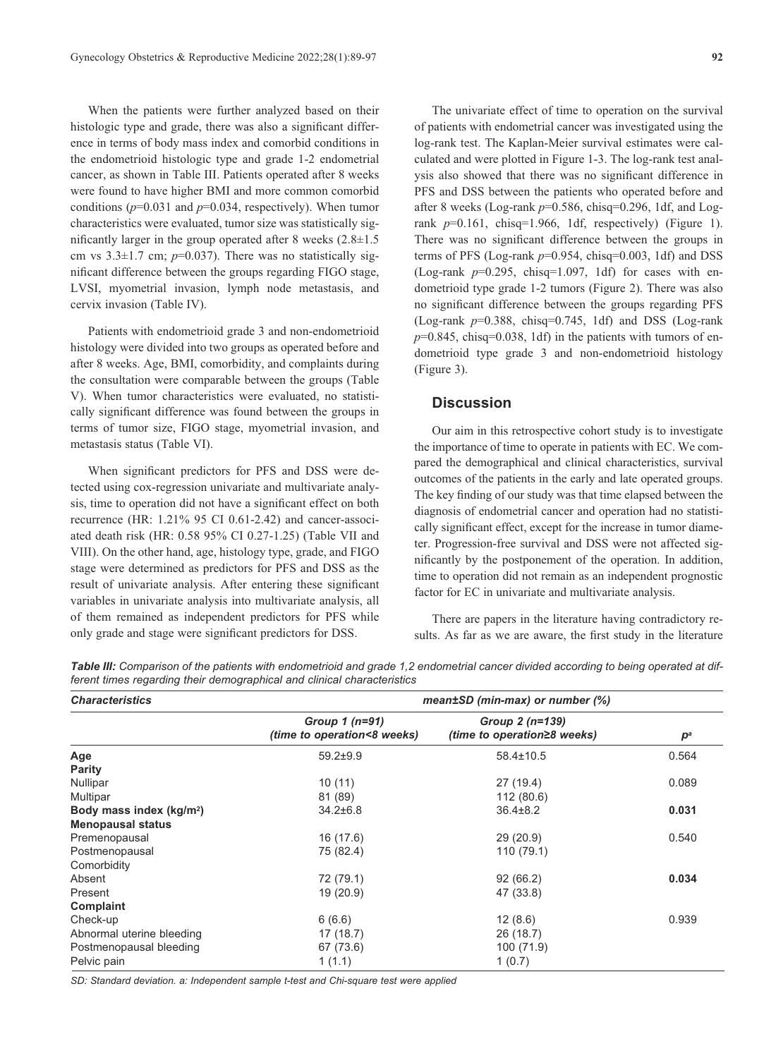When the patients were further analyzed based on their histologic type and grade, there was also a significant difference in terms of body mass index and comorbid conditions in the endometrioid histologic type and grade 1-2 endometrial cancer, as shown in Table III. Patients operated after 8 weeks were found to have higher BMI and more common comorbid conditions ($p$=0.031 and $p$=0.034, respectively). When tumor characteristics were evaluated, tumor size was statistically significantly larger in the group operated after 8 weeks (2.8±1.5 cm vs 3.3±1.7 cm; $p$=0.037). There was no statistically significant difference between the groups regarding FIGO stage, LVSI, myometrial invasion, lymph node metastasis, and cervix invasion (Table IV).

Patients with endometrioid grade 3 and non-endometrioid histology were divided into two groups as operated before and after 8 weeks. Age, BMI, comorbidity, and complaints during the consultation were comparable between the groups (Table V). When tumor characteristics were evaluated, no statistically significant difference was found between the groups in terms of tumor size, FIGO stage, myometrial invasion, and metastasis status (Table VI).

When significant predictors for PFS and DSS were detected using cox-regression univariate and multivariate analysis, time to operation did not have a significant effect on both recurrence (HR: 1.21% 95 CI 0.61-2.42) and cancer-associated death risk (HR: 0.58 95% CI 0.27-1.25) (Table VII and VIII). On the other hand, age, histology type, grade, and FIGO stage were determined as predictors for PFS and DSS as the result of univariate analysis. After entering these significant variables in univariate analysis into multivariate analysis, all of them remained as independent predictors for PFS while only grade and stage were significant predictors for DSS.

The univariate effect of time to operation on the survival of patients with endometrial cancer was investigated using the log-rank test. The Kaplan-Meier survival estimates were calculated and were plotted in Figure 1-3. The log-rank test analysis also showed that there was no significant difference in PFS and DSS between the patients who operated before and after 8 weeks (Log-rank $p$=0.586, chisq=0.296, 1df, and Log-rank $p$=0.161, chisq=1.966, 1df, respectively) (Figure 1). There was no significant difference between the groups in terms of PFS (Log-rank $p$=0.954, chisq=0.003, 1df) and DSS (Log-rank $p$=0.295, chisq=1.097, 1df) for cases with endometrioid type grade 1-2 tumors (Figure 2). There was also no significant difference between the groups regarding PFS (Log-rank $p$=0.388, chisq=0.745, 1df) and DSS (Log-rank $p$=0.845, chisq=0.038, 1df) in the patients with tumors of endometrioid type grade 3 and non-endometrioid histology (Figure 3).

## Discussion

Our aim in this retrospective cohort study is to investigate the importance of time to operate in patients with EC. We compared the demographical and clinical characteristics, survival outcomes of the patients in the early and late operated groups. The key finding of our study was that time elapsed between the diagnosis of endometrial cancer and operation had no statistically significant effect, except for the increase in tumor diameter. Progression-free survival and DSS were not affected significantly by the postponement of the operation. In addition, time to operation did not remain as an independent prognostic factor for EC in univariate and multivariate analysis.

There are papers in the literature having contradictory results. As far as we are aware, the first study in the literature

***Table III:*** *Comparison of the patients with endometrioid and grade 1,2 endometrial cancer divided according to being operated at different times regarding their demographical and clinical characteristics*

| *Characteristics* | *mean±SD (min-max) or number (%)* | | |
|---|---|---|---|
| | *Group 1 (n=91) (time to operation<8 weeks)* | *Group 2 (n=139) (time to operation≥8 weeks)* | *p*[a] |
| **Age** | 59.2±9.9 | 58.4±10.5 | 0.564 |
| **Parity** | | | |
| Nullipar | 10 (11) | 27 (19.4) | 0.089 |
| Multipar | 81 (89) | 112 (80.6) | |
| **Body mass index (kg/m²)** | 34.2±6.8 | 36.4±8.2 | **0.031** |
| **Menopausal status** | | | |
| Premenopausal | 16 (17.6) | 29 (20.9) | 0.540 |
| Postmenopausal | 75 (82.4) | 110 (79.1) | |
| Comorbidity | | | |
| Absent | 72 (79.1) | 92 (66.2) | **0.034** |
| Present | 19 (20.9) | 47 (33.8) | |
| **Complaint** | | | |
| Check-up | 6 (6.6) | 12 (8.6) | 0.939 |
| Abnormal uterine bleeding | 17 (18.7) | 26 (18.7) | |
| Postmenopausal bleeding | 67 (73.6) | 100 (71.9) | |
| Pelvic pain | 1 (1.1) | 1 (0.7) | |

*SD: Standard deviation. a: Independent sample t-test and Chi-square test were applied*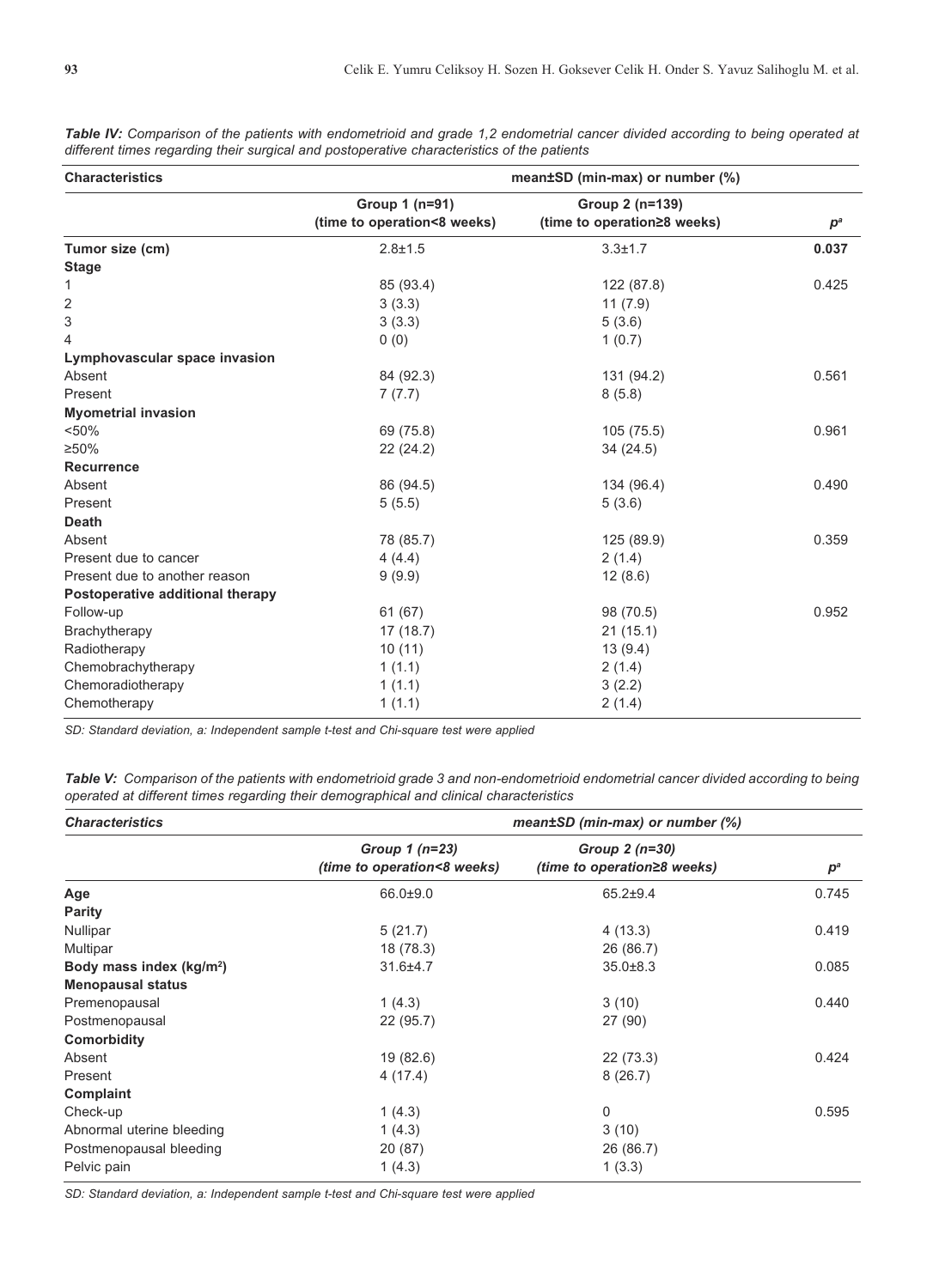***Table IV:*** *Comparison of the patients with endometrioid and grade 1,2 endometrial cancer divided according to being operated at different times regarding their surgical and postoperative characteristics of the patients*

| **Characteristics** | **mean±SD (min-max) or number (%)** | | |
|---|---|---|---|
| | **Group 1 (n=91) (time to operation<8 weeks)** | **Group 2 (n=139) (time to operation≥8 weeks)** | ***p*[a]** |
| **Tumor size (cm)** | 2.8±1.5 | 3.3±1.7 | **0.037** |
| **Stage** | | | |
| 1 | 85 (93.4) | 122 (87.8) | 0.425 |
| 2 | 3 (3.3) | 11 (7.9) | |
| 3 | 3 (3.3) | 5 (3.6) | |
| 4 | 0 (0) | 1 (0.7) | |
| **Lymphovascular space invasion** | | | |
| Absent | 84 (92.3) | 131 (94.2) | 0.561 |
| Present | 7 (7.7) | 8 (5.8) | |
| **Myometrial invasion** | | | |
| <50% | 69 (75.8) | 105 (75.5) | 0.961 |
| ≥50% | 22 (24.2) | 34 (24.5) | |
| **Recurrence** | | | |
| Absent | 86 (94.5) | 134 (96.4) | 0.490 |
| Present | 5 (5.5) | 5 (3.6) | |
| **Death** | | | |
| Absent | 78 (85.7) | 125 (89.9) | 0.359 |
| Present due to cancer | 4 (4.4) | 2 (1.4) | |
| Present due to another reason | 9 (9.9) | 12 (8.6) | |
| **Postoperative additional therapy** | | | |
| Follow-up | 61 (67) | 98 (70.5) | 0.952 |
| Brachytherapy | 17 (18.7) | 21 (15.1) | |
| Radiotherapy | 10 (11) | 13 (9.4) | |
| Chemobrachytherapy | 1 (1.1) | 2 (1.4) | |
| Chemoradiotherapy | 1 (1.1) | 3 (2.2) | |
| Chemotherapy | 1 (1.1) | 2 (1.4) | |

*SD: Standard deviation, a: Independent sample t-test and Chi-square test were applied*

***Table V:*** *Comparison of the patients with endometrioid grade 3 and non-endometrioid endometrial cancer divided according to being operated at different times regarding their demographical and clinical characteristics*

| ***Characteristics*** | ***mean±SD (min-max) or number (%)*** | | |
|---|---|---|---|
| | ***Group 1 (n=23) (time to operation<8 weeks)*** | ***Group 2 (n=30) (time to operation≥8 weeks)*** | ***p*[a]** |
| **Age** | 66.0±9.0 | 65.2±9.4 | 0.745 |
| **Parity** | | | |
| Nullipar | 5 (21.7) | 4 (13.3) | 0.419 |
| Multipar | 18 (78.3) | 26 (86.7) | |
| **Body mass index (kg/m$^2$)** | 31.6±4.7 | 35.0±8.3 | 0.085 |
| **Menopausal status** | | | |
| Premenopausal | 1 (4.3) | 3 (10) | 0.440 |
| Postmenopausal | 22 (95.7) | 27 (90) | |
| **Comorbidity** | | | |
| Absent | 19 (82.6) | 22 (73.3) | 0.424 |
| Present | 4 (17.4) | 8 (26.7) | |
| **Complaint** | | | |
| Check-up | 1 (4.3) | 0 | 0.595 |
| Abnormal uterine bleeding | 1 (4.3) | 3 (10) | |
| Postmenopausal bleeding | 20 (87) | 26 (86.7) | |
| Pelvic pain | 1 (4.3) | 1 (3.3) | |

*SD: Standard deviation, a: Independent sample t-test and Chi-square test were applied*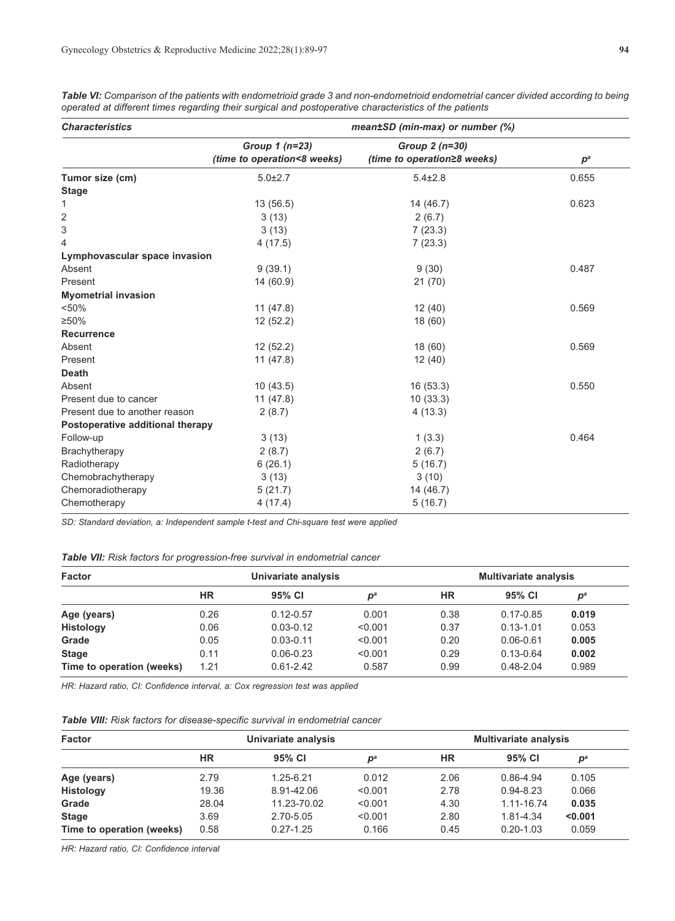***Table VI:** Comparison of the patients with endometrioid grade 3 and non-endometrioid endometrial cancer divided according to being operated at different times regarding their surgical and postoperative characteristics of the patients*

| *Characteristics* | *mean±SD (min-max) or number (%)* | | |
|---|---|---|---|
| | *Group 1 (n=23)* *(time to operation<8 weeks)* | *Group 2 (n=30)* *(time to operation≥8 weeks)* | *p*[a] |
| **Tumor size (cm)** | 5.0±2.7 | 5.4±2.8 | 0.655 |
| **Stage** | | | |
| 1 | 13 (56.5) | 14 (46.7) | 0.623 |
| 2 | 3 (13) | 2 (6.7) | |
| 3 | 3 (13) | 7 (23.3) | |
| 4 | 4 (17.5) | 7 (23.3) | |
| **Lymphovascular space invasion** | | | |
| Absent | 9 (39.1) | 9 (30) | 0.487 |
| Present | 14 (60.9) | 21 (70) | |
| **Myometrial invasion** | | | |
| <50% | 11 (47.8) | 12 (40) | 0.569 |
| ≥50% | 12 (52.2) | 18 (60) | |
| **Recurrence** | | | |
| Absent | 12 (52.2) | 18 (60) | 0.569 |
| Present | 11 (47.8) | 12 (40) | |
| **Death** | | | |
| Absent | 10 (43.5) | 16 (53.3) | 0.550 |
| Present due to cancer | 11 (47.8) | 10 (33.3) | |
| Present due to another reason | 2 (8.7) | 4 (13.3) | |
| **Postoperative additional therapy** | | | |
| Follow-up | 3 (13) | 1 (3.3) | 0.464 |
| Brachytherapy | 2 (8.7) | 2 (6.7) | |
| Radiotherapy | 6 (26.1) | 5 (16.7) | |
| Chemobrachytherapy | 3 (13) | 3 (10) | |
| Chemoradiotherapy | 5 (21.7) | 14 (46.7) | |
| Chemotherapy | 4 (17.4) | 5 (16.7) | |

*SD: Standard deviation, a: Independent sample t-test and Chi-square test were applied*

***Table VII:** Risk factors for progression-free survival in endometrial cancer*

| **Factor** | **Univariate analysis** | | | **Multivariate analysis** | | |
|---|---|---|---|---|---|---|
| | **HR** | **95% CI** | ***p*[a]** | **HR** | **95% CI** | ***p*[a]** |
| **Age (years)** | 0.26 | 0.12-0.57 | 0.001 | 0.38 | 0.17-0.85 | **0.019** |
| **Histology** | 0.06 | 0.03-0.12 | <0.001 | 0.37 | 0.13-1.01 | 0.053 |
| **Grade** | 0.05 | 0.03-0.11 | <0.001 | 0.20 | 0.06-0.61 | **0.005** |
| **Stage** | 0.11 | 0.06-0.23 | <0.001 | 0.29 | 0.13-0.64 | **0.002** |
| **Time to operation (weeks)** | 1.21 | 0.61-2.42 | 0.587 | 0.99 | 0.48-2.04 | 0.989 |

*HR: Hazard ratio, CI: Confidence interval, a: Cox regression test was applied*

***Table VIII:** Risk factors for disease-specific survival in endometrial cancer*

| **Factor** | **Univariate analysis** | | | **Multivariate analysis** | | |
|---|---|---|---|---|---|---|
| | **HR** | **95% CI** | ***p*[a]** | **HR** | **95% CI** | ***p*[a]** |
| **Age (years)** | 2.79 | 1.25-6.21 | 0.012 | 2.06 | 0.86-4.94 | 0.105 |
| **Histology** | 19.36 | 8.91-42.06 | <0.001 | 2.78 | 0.94-8.23 | 0.066 |
| **Grade** | 28.04 | 11.23-70.02 | <0.001 | 4.30 | 1.11-16.74 | **0.035** |
| **Stage** | 3.69 | 2.70-5.05 | <0.001 | 2.80 | 1.81-4.34 | **<0.001** |
| **Time to operation (weeks)** | 0.58 | 0.27-1.25 | 0.166 | 0.45 | 0.20-1.03 | 0.059 |

*HR: Hazard ratio, CI: Confidence interval*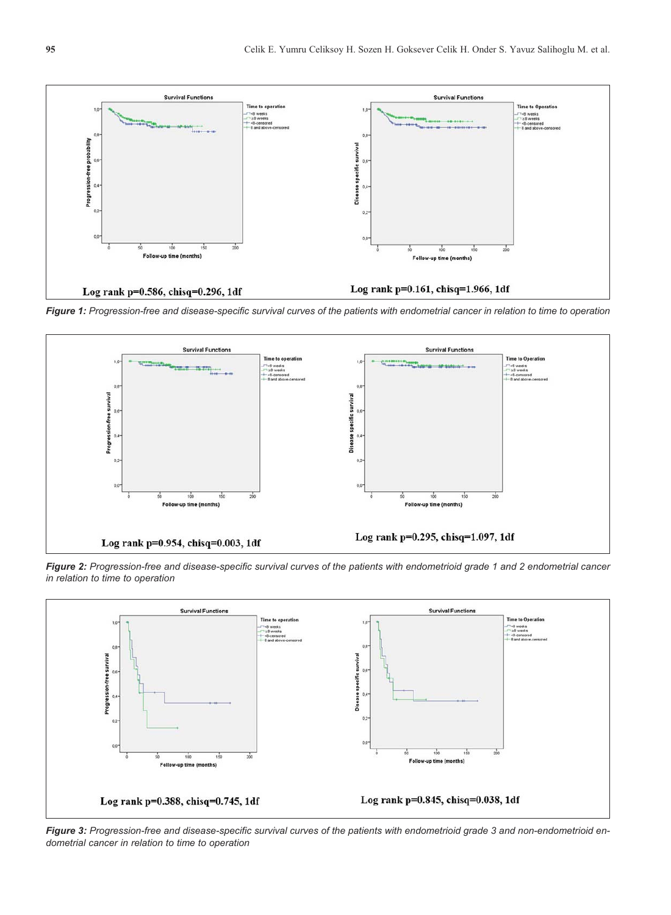Log rank p=0.586, chisq=0.296, 1df

Log rank p=0.161, chisq=1.966, 1df

***Figure 1:*** *Progression-free and disease-specific survival curves of the patients with endometrial cancer in relation to time to operation*

Log rank p=0.954, chisq=0.003, 1df

Log rank p=0.295, chisq=1.097, 1df

***Figure 2:*** *Progression-free and disease-specific survival curves of the patients with endometrioid grade 1 and 2 endometrial cancer in relation to time to operation*

Log rank p=0.388, chisq=0.745, 1df

Log rank p=0.845, chisq=0.038, 1df

***Figure 3:*** *Progression-free and disease-specific survival curves of the patients with endometrioid grade 3 and non-endometrioid endometrial cancer in relation to time to operation*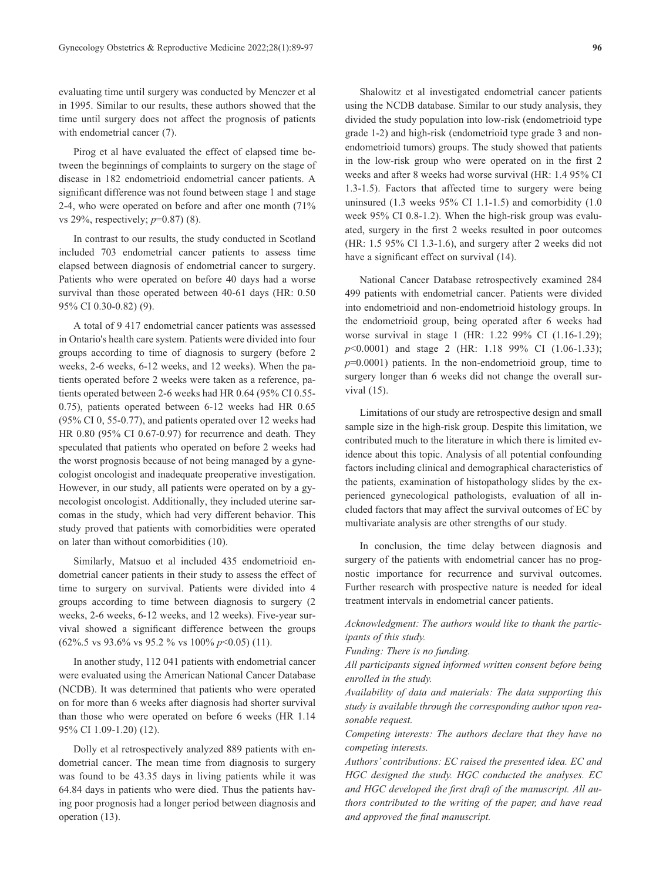evaluating time until surgery was conducted by Menczer et al in 1995. Similar to our results, these authors showed that the time until surgery does not affect the prognosis of patients with endometrial cancer (7).

Pirog et al have evaluated the effect of elapsed time between the beginnings of complaints to surgery on the stage of disease in 182 endometrioid endometrial cancer patients. A significant difference was not found between stage 1 and stage 2-4, who were operated on before and after one month (71% vs 29%, respectively; *p*=0.87) (8).

In contrast to our results, the study conducted in Scotland included 703 endometrial cancer patients to assess time elapsed between diagnosis of endometrial cancer to surgery. Patients who were operated on before 40 days had a worse survival than those operated between 40-61 days (HR: 0.50 95% CI 0.30-0.82) (9).

A total of 9 417 endometrial cancer patients was assessed in Ontario's health care system. Patients were divided into four groups according to time of diagnosis to surgery (before 2 weeks, 2-6 weeks, 6-12 weeks, and 12 weeks). When the patients operated before 2 weeks were taken as a reference, patients operated between 2-6 weeks had HR 0.64 (95% CI 0.55-0.75), patients operated between 6-12 weeks had HR 0.65 (95% CI 0, 55-0.77), and patients operated over 12 weeks had HR 0.80 (95% CI 0.67-0.97) for recurrence and death. They speculated that patients who operated on before 2 weeks had the worst prognosis because of not being managed by a gynecologist oncologist and inadequate preoperative investigation. However, in our study, all patients were operated on by a gynecologist oncologist. Additionally, they included uterine sarcomas in the study, which had very different behavior. This study proved that patients with comorbidities were operated on later than without comorbidities (10).

Similarly, Matsuo et al included 435 endometrioid endometrial cancer patients in their study to assess the effect of time to surgery on survival. Patients were divided into 4 groups according to time between diagnosis to surgery (2 weeks, 2-6 weeks, 6-12 weeks, and 12 weeks). Five-year survival showed a significant difference between the groups (62%.5 vs 93.6% vs 95.2 % vs 100% *p*<0.05) (11).

In another study, 112 041 patients with endometrial cancer were evaluated using the American National Cancer Database (NCDB). It was determined that patients who were operated on for more than 6 weeks after diagnosis had shorter survival than those who were operated on before 6 weeks (HR 1.14 95% CI 1.09-1.20) (12).

Dolly et al retrospectively analyzed 889 patients with endometrial cancer. The mean time from diagnosis to surgery was found to be 43.35 days in living patients while it was 64.84 days in patients who were died. Thus the patients having poor prognosis had a longer period between diagnosis and operation (13).

Shalowitz et al investigated endometrial cancer patients using the NCDB database. Similar to our study analysis, they divided the study population into low-risk (endometrioid type grade 1-2) and high-risk (endometrioid type grade 3 and non-endometrioid tumors) groups. The study showed that patients in the low-risk group who were operated on in the first 2 weeks and after 8 weeks had worse survival (HR: 1.4 95% CI 1.3-1.5). Factors that affected time to surgery were being uninsured (1.3 weeks 95% CI 1.1-1.5) and comorbidity (1.0 week 95% CI 0.8-1.2). When the high-risk group was evaluated, surgery in the first 2 weeks resulted in poor outcomes (HR: 1.5 95% CI 1.3-1.6), and surgery after 2 weeks did not have a significant effect on survival (14).

National Cancer Database retrospectively examined 284 499 patients with endometrial cancer. Patients were divided into endometrioid and non-endometrioid histology groups. In the endometrioid group, being operated after 6 weeks had worse survival in stage 1 (HR: 1.22 99% CI (1.16-1.29); *p*<0.0001) and stage 2 (HR: 1.18 99% CI (1.06-1.33); *p*=0.0001) patients. In the non-endometrioid group, time to surgery longer than 6 weeks did not change the overall survival (15).

Limitations of our study are retrospective design and small sample size in the high-risk group. Despite this limitation, we contributed much to the literature in which there is limited evidence about this topic. Analysis of all potential confounding factors including clinical and demographical characteristics of the patients, examination of histopathology slides by the experienced gynecological pathologists, evaluation of all included factors that may affect the survival outcomes of EC by multivariate analysis are other strengths of our study.

In conclusion, the time delay between diagnosis and surgery of the patients with endometrial cancer has no prognostic importance for recurrence and survival outcomes. Further research with prospective nature is needed for ideal treatment intervals in endometrial cancer patients.

*Acknowledgment: The authors would like to thank the participants of this study.*

*Funding: There is no funding.*

*All participants signed informed written consent before being enrolled in the study.*

*Availability of data and materials: The data supporting this study is available through the corresponding author upon reasonable request.*

*Competing interests: The authors declare that they have no competing interests.*

*Authors' contributions: EC raised the presented idea. EC and HGC designed the study. HGC conducted the analyses. EC and HGC developed the first draft of the manuscript. All authors contributed to the writing of the paper, and have read and approved the final manuscript.*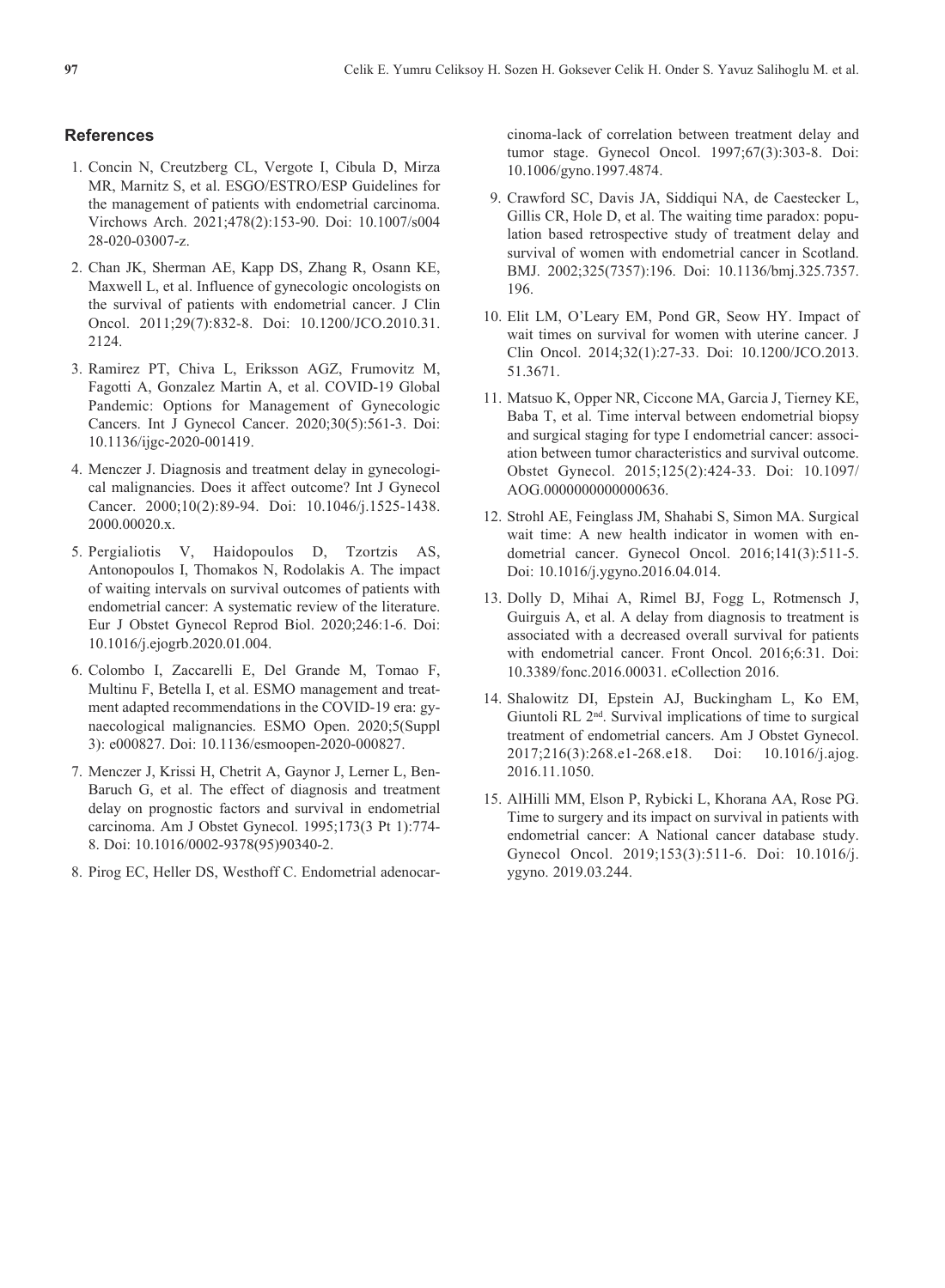## References

1. Concin N, Creutzberg CL, Vergote I, Cibula D, Mirza MR, Marnitz S, et al. ESGO/ESTRO/ESP Guidelines for the management of patients with endometrial carcinoma. Virchows Arch. 2021;478(2):153-90. Doi: 10.1007/s00428-020-03007-z.
2. Chan JK, Sherman AE, Kapp DS, Zhang R, Osann KE, Maxwell L, et al. Influence of gynecologic oncologists on the survival of patients with endometrial cancer. J Clin Oncol. 2011;29(7):832-8. Doi: 10.1200/JCO.2010.31.2124.
3. Ramirez PT, Chiva L, Eriksson AGZ, Frumovitz M, Fagotti A, Gonzalez Martin A, et al. COVID-19 Global Pandemic: Options for Management of Gynecologic Cancers. Int J Gynecol Cancer. 2020;30(5):561-3. Doi: 10.1136/ijgc-2020-001419.
4. Menczer J. Diagnosis and treatment delay in gynecological malignancies. Does it affect outcome? Int J Gynecol Cancer. 2000;10(2):89-94. Doi: 10.1046/j.1525-1438.2000.00020.x.
5. Pergialiotis V, Haidopoulos D, Tzortzis AS, Antonopoulos I, Thomakos N, Rodolakis A. The impact of waiting intervals on survival outcomes of patients with endometrial cancer: A systematic review of the literature. Eur J Obstet Gynecol Reprod Biol. 2020;246:1-6. Doi: 10.1016/j.ejogrb.2020.01.004.
6. Colombo I, Zaccarelli E, Del Grande M, Tomao F, Multinu F, Betella I, et al. ESMO management and treatment adapted recommendations in the COVID-19 era: gynaecological malignancies. ESMO Open. 2020;5(Suppl 3): e000827. Doi: 10.1136/esmoopen-2020-000827.
7. Menczer J, Krissi H, Chetrit A, Gaynor J, Lerner L, Ben-Baruch G, et al. The effect of diagnosis and treatment delay on prognostic factors and survival in endometrial carcinoma. Am J Obstet Gynecol. 1995;173(3 Pt 1):774-8. Doi: 10.1016/0002-9378(95)90340-2.
8. Pirog EC, Heller DS, Westhoff C. Endometrial adenocarcinoma-lack of correlation between treatment delay and tumor stage. Gynecol Oncol. 1997;67(3):303-8. Doi: 10.1006/gyno.1997.4874.
9. Crawford SC, Davis JA, Siddiqui NA, de Caestecker L, Gillis CR, Hole D, et al. The waiting time paradox: population based retrospective study of treatment delay and survival of women with endometrial cancer in Scotland. BMJ. 2002;325(7357):196. Doi: 10.1136/bmj.325.7357.196.
10. Elit LM, O'Leary EM, Pond GR, Seow HY. Impact of wait times on survival for women with uterine cancer. J Clin Oncol. 2014;32(1):27-33. Doi: 10.1200/JCO.2013.51.3671.
11. Matsuo K, Opper NR, Ciccone MA, Garcia J, Tierney KE, Baba T, et al. Time interval between endometrial biopsy and surgical staging for type I endometrial cancer: association between tumor characteristics and survival outcome. Obstet Gynecol. 2015;125(2):424-33. Doi: 10.1097/AOG.0000000000000636.
12. Strohl AE, Feinglass JM, Shahabi S, Simon MA. Surgical wait time: A new health indicator in women with endometrial cancer. Gynecol Oncol. 2016;141(3):511-5. Doi: 10.1016/j.ygyno.2016.04.014.
13. Dolly D, Mihai A, Rimel BJ, Fogg L, Rotmensch J, Guirguis A, et al. A delay from diagnosis to treatment is associated with a decreased overall survival for patients with endometrial cancer. Front Oncol. 2016;6:31. Doi: 10.3389/fonc.2016.00031. eCollection 2016.
14. Shalowitz DI, Epstein AJ, Buckingham L, Ko EM, Giuntoli RL 2nd. Survival implications of time to surgical treatment of endometrial cancers. Am J Obstet Gynecol. 2017;216(3):268.e1-268.e18. Doi: 10.1016/j.ajog.2016.11.1050.
15. AlHilli MM, Elson P, Rybicki L, Khorana AA, Rose PG. Time to surgery and its impact on survival in patients with endometrial cancer: A National cancer database study. Gynecol Oncol. 2019;153(3):511-6. Doi: 10.1016/j.ygyno. 2019.03.244.